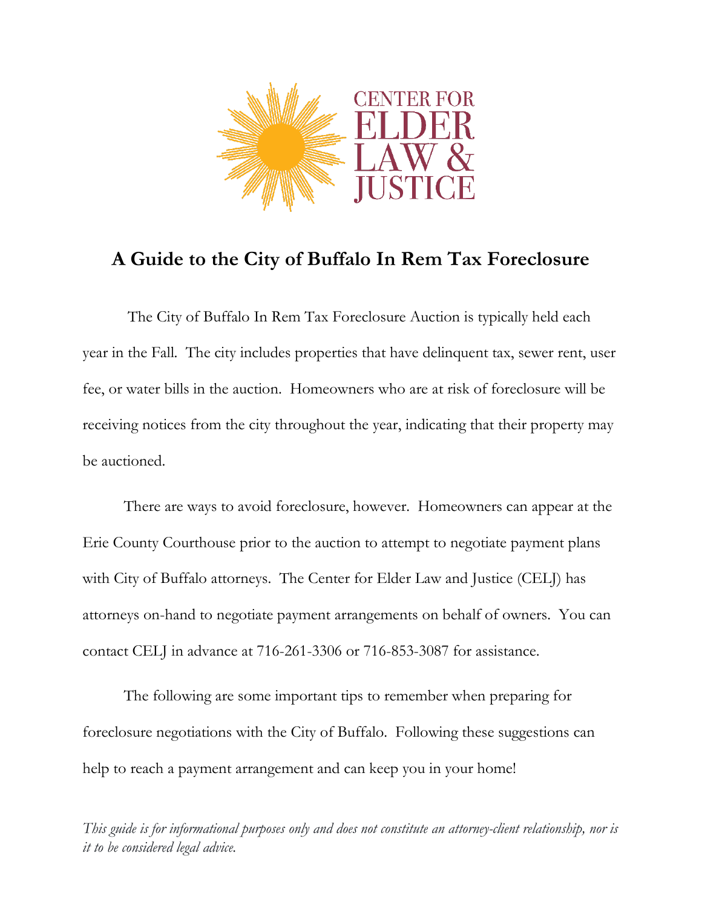CENTER FOR ELDER LAW & JUSTICE

# A Guide to the City of Buffalo In Rem Tax Foreclosure

The City of Buffalo In Rem Tax Foreclosure Auction is typically held each year in the Fall. The city includes properties that have delinquent tax, sewer rent, user fee, or water bills in the auction. Homeowners who are at risk of foreclosure will be receiving notices from the city throughout the year, indicating that their property may be auctioned.

There are ways to avoid foreclosure, however. Homeowners can appear at the Erie County Courthouse prior to the auction to attempt to negotiate payment plans with City of Buffalo attorneys. The Center for Elder Law and Justice (CELJ) has attorneys on-hand to negotiate payment arrangements on behalf of owners. You can contact CELJ in advance at 716-261-3306 or 716-853-3087 for assistance.

The following are some important tips to remember when preparing for foreclosure negotiations with the City of Buffalo. Following these suggestions can help to reach a payment arrangement and can keep you in your home!

*This guide is for informational purposes only and does not constitute an attorney-client relationship, nor is it to be considered legal advice.*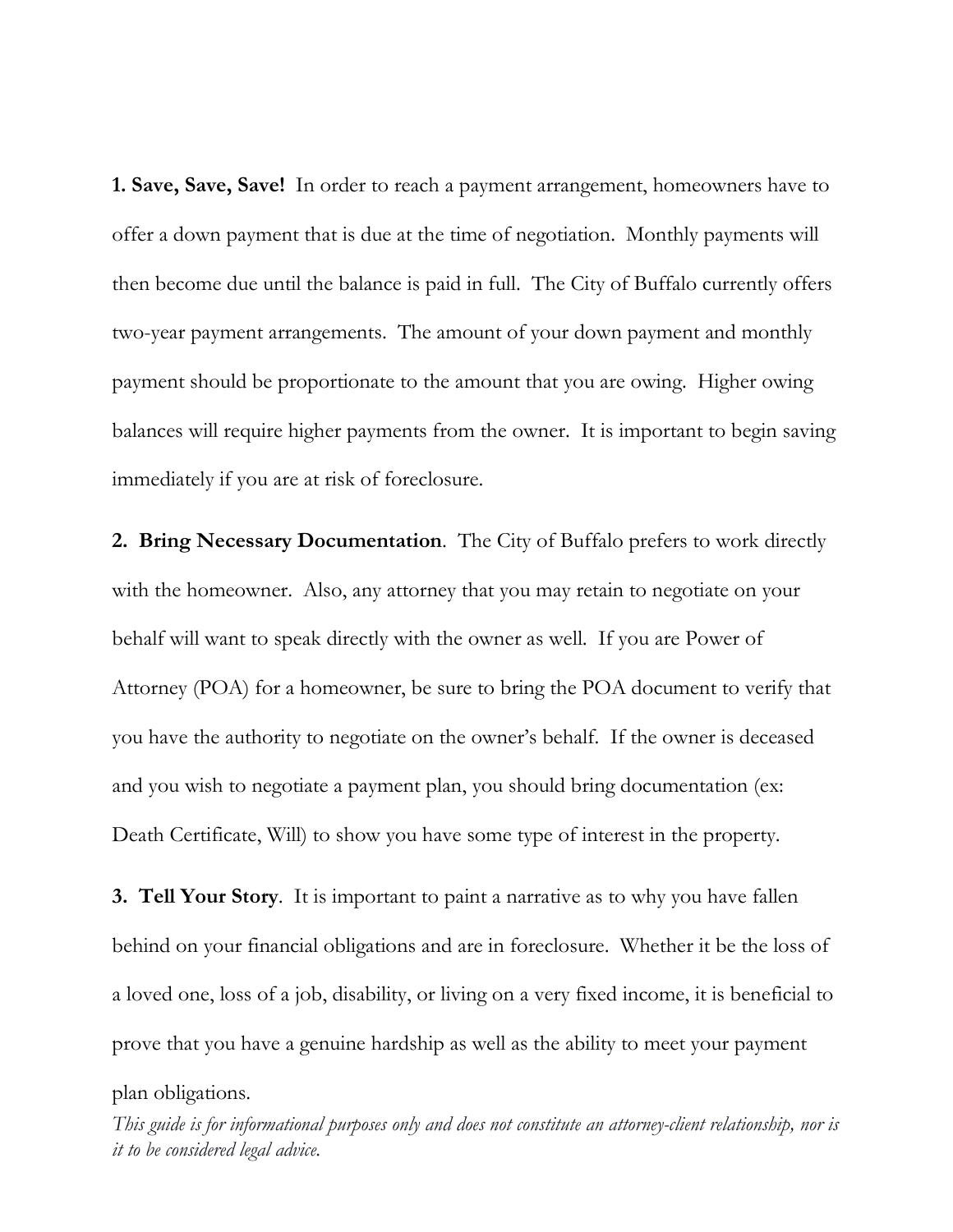**1. Save, Save, Save!** In order to reach a payment arrangement, homeowners have to offer a down payment that is due at the time of negotiation. Monthly payments will then become due until the balance is paid in full. The City of Buffalo currently offers two-year payment arrangements. The amount of your down payment and monthly payment should be proportionate to the amount that you are owing. Higher owing balances will require higher payments from the owner. It is important to begin saving immediately if you are at risk of foreclosure.

**2. Bring Necessary Documentation**. The City of Buffalo prefers to work directly with the homeowner. Also, any attorney that you may retain to negotiate on your behalf will want to speak directly with the owner as well. If you are Power of Attorney (POA) for a homeowner, be sure to bring the POA document to verify that you have the authority to negotiate on the owner's behalf. If the owner is deceased and you wish to negotiate a payment plan, you should bring documentation (ex: Death Certificate, Will) to show you have some type of interest in the property.

**3. Tell Your Story**. It is important to paint a narrative as to why you have fallen behind on your financial obligations and are in foreclosure. Whether it be the loss of a loved one, loss of a job, disability, or living on a very fixed income, it is beneficial to prove that you have a genuine hardship as well as the ability to meet your payment plan obligations.

*This guide is for informational purposes only and does not constitute an attorney-client relationship, nor is it to be considered legal advice.*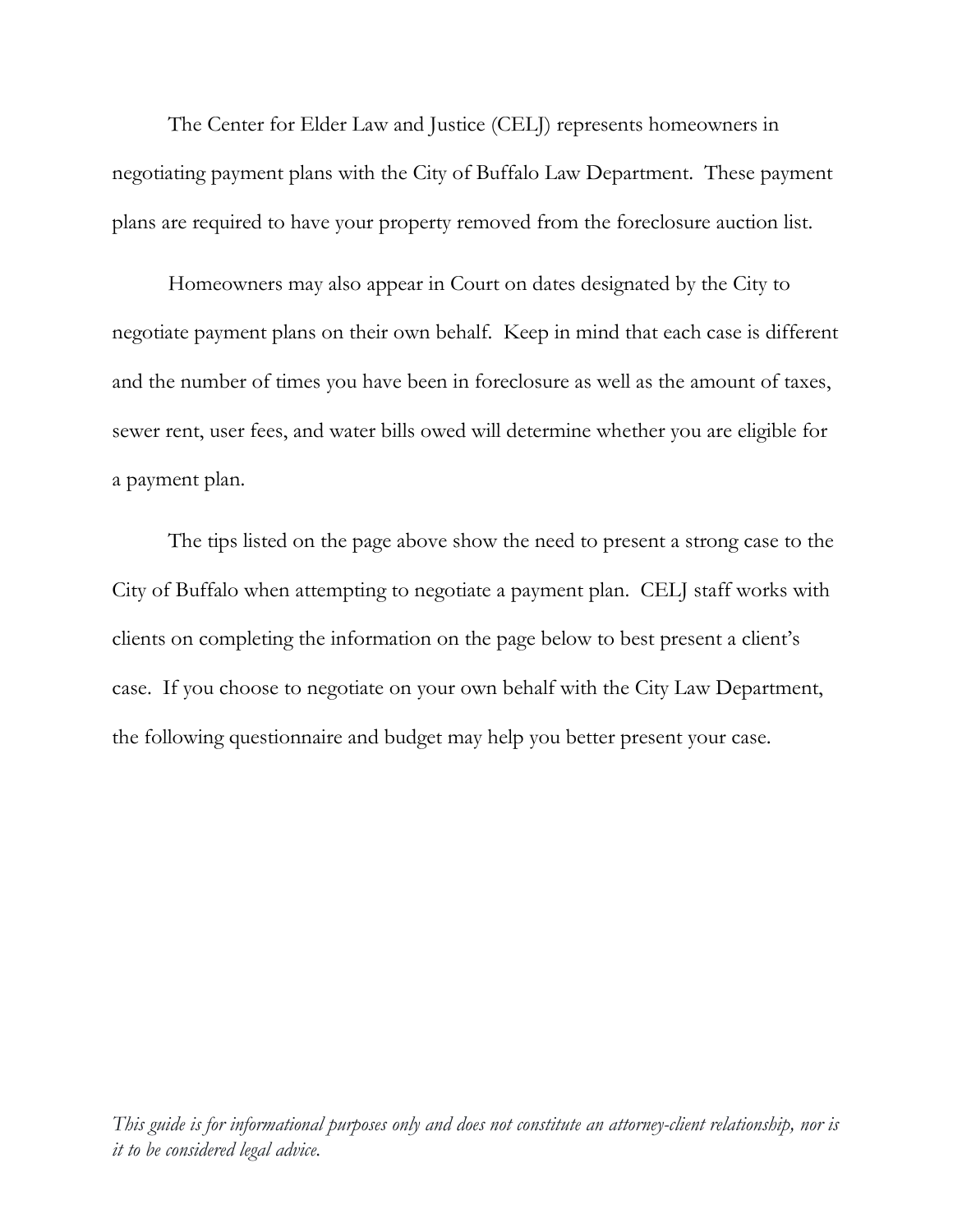The Center for Elder Law and Justice (CELJ) represents homeowners in negotiating payment plans with the City of Buffalo Law Department. These payment plans are required to have your property removed from the foreclosure auction list.

Homeowners may also appear in Court on dates designated by the City to negotiate payment plans on their own behalf. Keep in mind that each case is different and the number of times you have been in foreclosure as well as the amount of taxes, sewer rent, user fees, and water bills owed will determine whether you are eligible for a payment plan.

The tips listed on the page above show the need to present a strong case to the City of Buffalo when attempting to negotiate a payment plan. CELJ staff works with clients on completing the information on the page below to best present a client's case. If you choose to negotiate on your own behalf with the City Law Department, the following questionnaire and budget may help you better present your case.

*This guide is for informational purposes only and does not constitute an attorney-client relationship, nor is it to be considered legal advice.*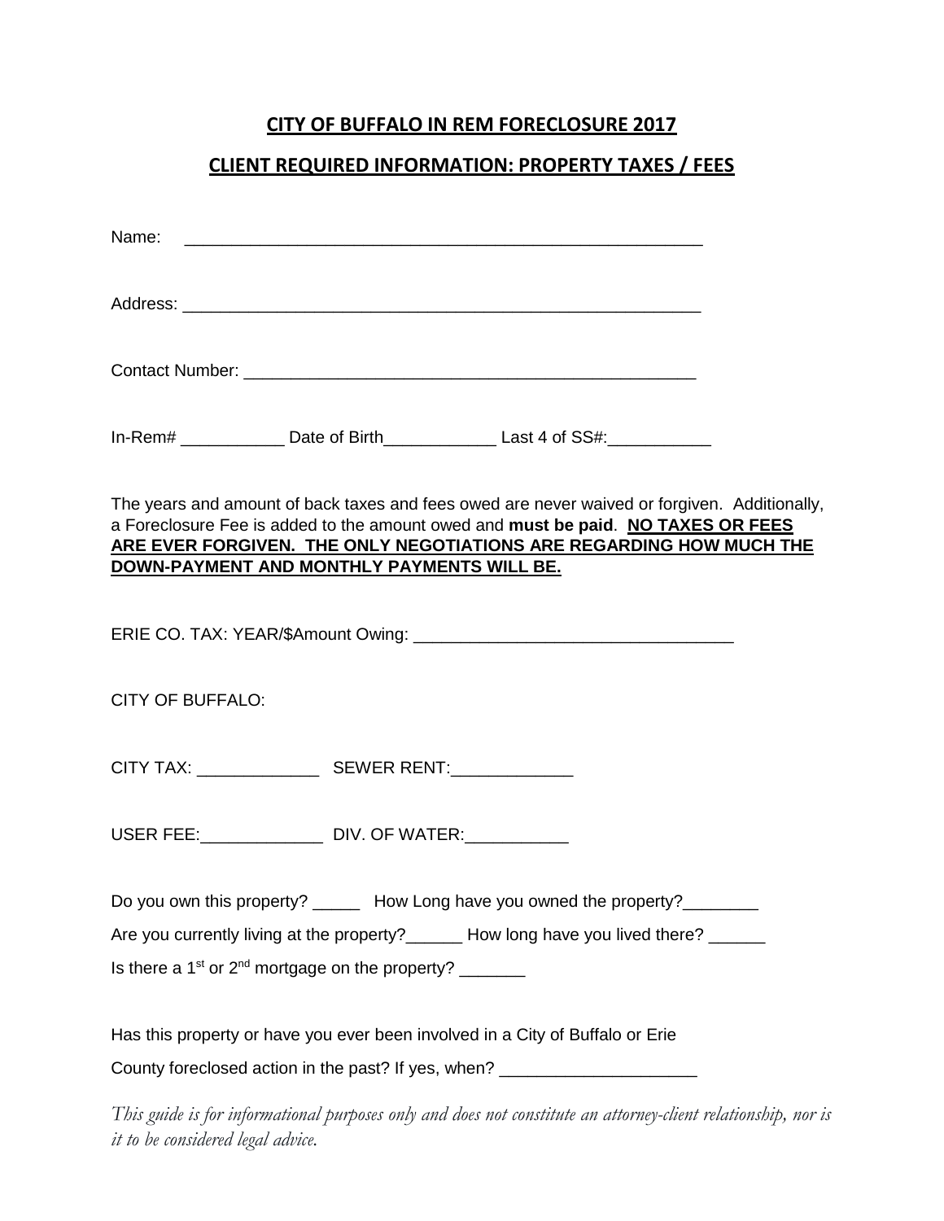## CITY OF BUFFALO IN REM FORECLOSURE 2017

## CLIENT REQUIRED INFORMATION: PROPERTY TAXES / FEES

Name: ________________________________________________________

Address: ______________________________________________________

Contact Number: ________________________________________________

In-Rem# ___________ Date of Birth____________ Last 4 of SS#:___________

The years and amount of back taxes and fees owed are never waived or forgiven. Additionally, a Foreclosure Fee is added to the amount owed and **must be paid**. **NO TAXES OR FEES ARE EVER FORGIVEN. THE ONLY NEGOTIATIONS ARE REGARDING HOW MUCH THE DOWN-PAYMENT AND MONTHLY PAYMENTS WILL BE.**

ERIE CO. TAX: YEAR/$Amount Owing: __________________________________

CITY OF BUFFALO:

CITY TAX: _____________ SEWER RENT:_____________

USER FEE:_____________ DIV. OF WATER:___________

Do you own this property? _____ How Long have you owned the property?________

Are you currently living at the property?______ How long have you lived there? ______

Is there a 1st or 2nd mortgage on the property? _______

Has this property or have you ever been involved in a City of Buffalo or Erie County foreclosed action in the past? If yes, when? _____________________

*This guide is for informational purposes only and does not constitute an attorney-client relationship, nor is it to be considered legal advice.*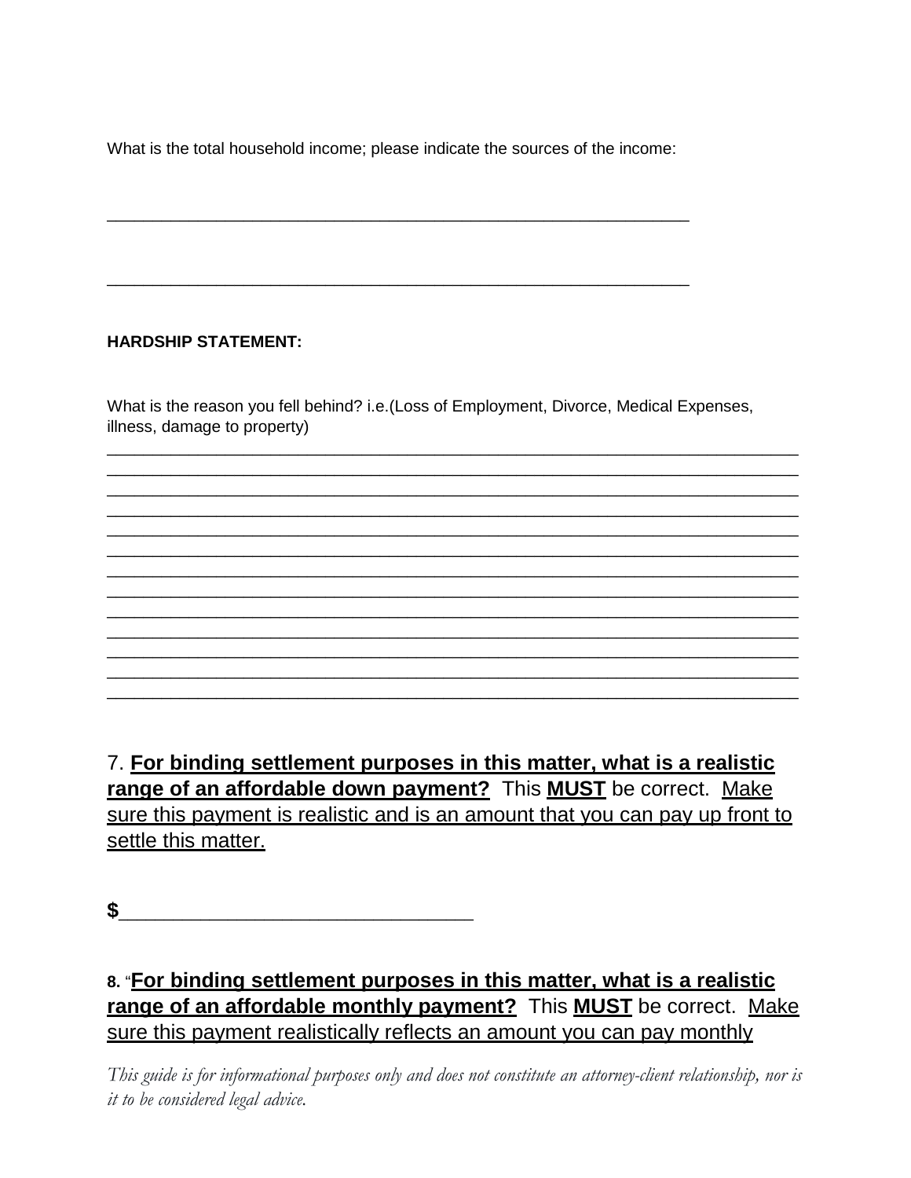What is the total household income; please indicate the sources of the income:

______________________________________________________________

______________________________________________________________

**HARDSHIP STATEMENT:**

What is the reason you fell behind? i.e.(Loss of Employment, Divorce, Medical Expenses, illness, damage to property)

__________________________________________________________________________
__________________________________________________________________________
__________________________________________________________________________
__________________________________________________________________________
__________________________________________________________________________
__________________________________________________________________________
__________________________________________________________________________
__________________________________________________________________________
__________________________________________________________________________
__________________________________________________________________________
__________________________________________________________________________
__________________________________________________________________________
__________________________________________________________________________

7. **<u>For binding settlement purposes in this matter, what is a realistic range of an affordable down payment?</u>** This **<u>MUST</u>** be correct. <u>Make sure this payment is realistic and is an amount that you can pay up front to settle this matter.</u>

**$**_______________________________

**8.** "**<u>For binding settlement purposes in this matter, what is a realistic range of an affordable monthly payment?</u>** This **<u>MUST</u>** be correct. <u>Make sure this payment realistically reflects an amount you can pay monthly</u>

*This guide is for informational purposes only and does not constitute an attorney-client relationship, nor is it to be considered legal advice.*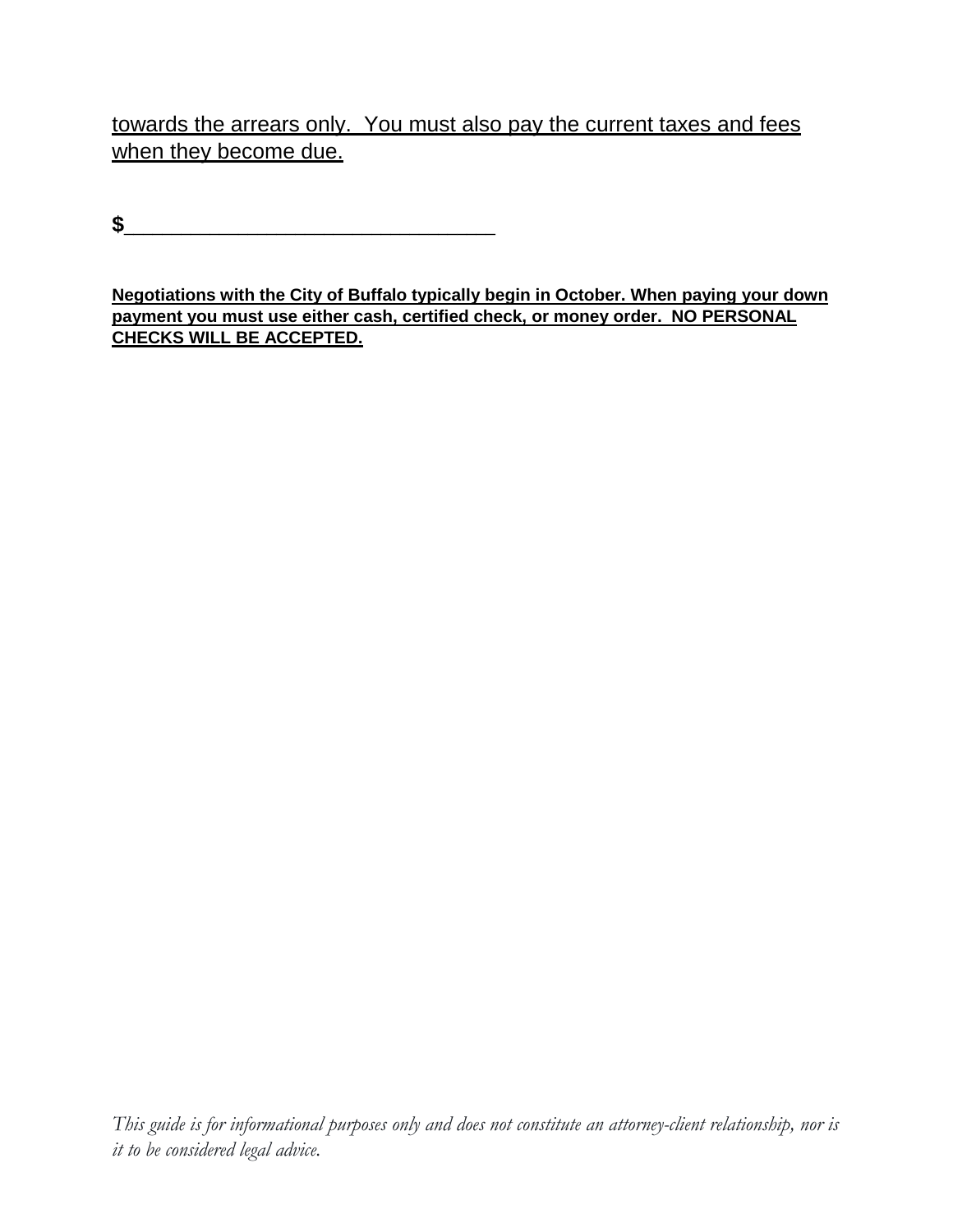towards the arrears only. You must also pay the current taxes and fees when they become due.

**$**________________________________

**Negotiations with the City of Buffalo typically begin in October. When paying your down payment you must use either cash, certified check, or money order. NO PERSONAL CHECKS WILL BE ACCEPTED.**

*This guide is for informational purposes only and does not constitute an attorney-client relationship, nor is it to be considered legal advice.*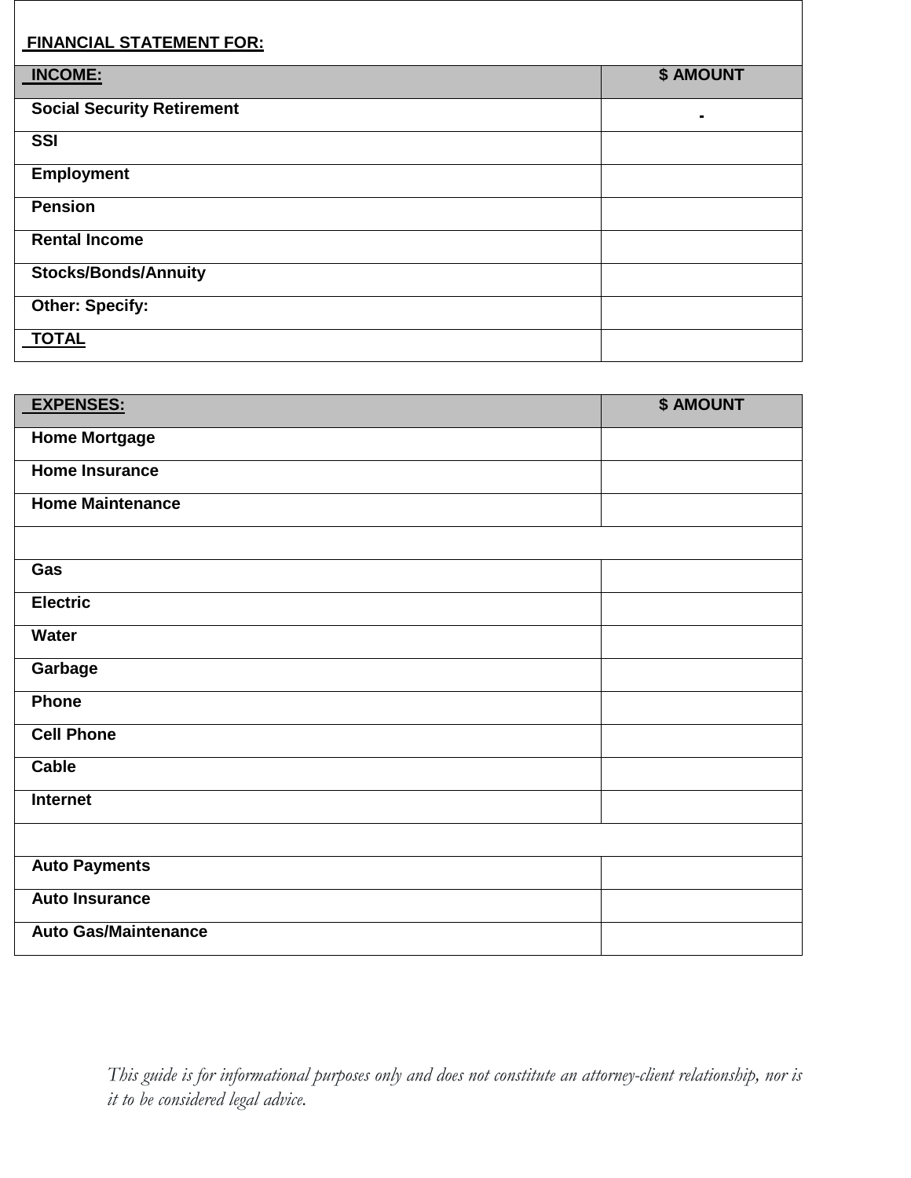**FINANCIAL STATEMENT FOR:**

| **INCOME:** | **$ AMOUNT** |
|---|---|
| **Social Security Retirement** | - |
| **SSI** | |
| **Employment** | |
| **Pension** | |
| **Rental Income** | |
| **Stocks/Bonds/Annuity** | |
| **Other: Specify:** | |
| **TOTAL** | |

| **EXPENSES:** | **$ AMOUNT** |
|---|---|
| **Home Mortgage** | |
| **Home Insurance** | |
| **Home Maintenance** | |
| | |
| **Gas** | |
| **Electric** | |
| **Water** | |
| **Garbage** | |
| **Phone** | |
| **Cell Phone** | |
| **Cable** | |
| **Internet** | |
| | |
| **Auto Payments** | |
| **Auto Insurance** | |
| **Auto Gas/Maintenance** | |

*This guide is for informational purposes only and does not constitute an attorney-client relationship, nor is it to be considered legal advice.*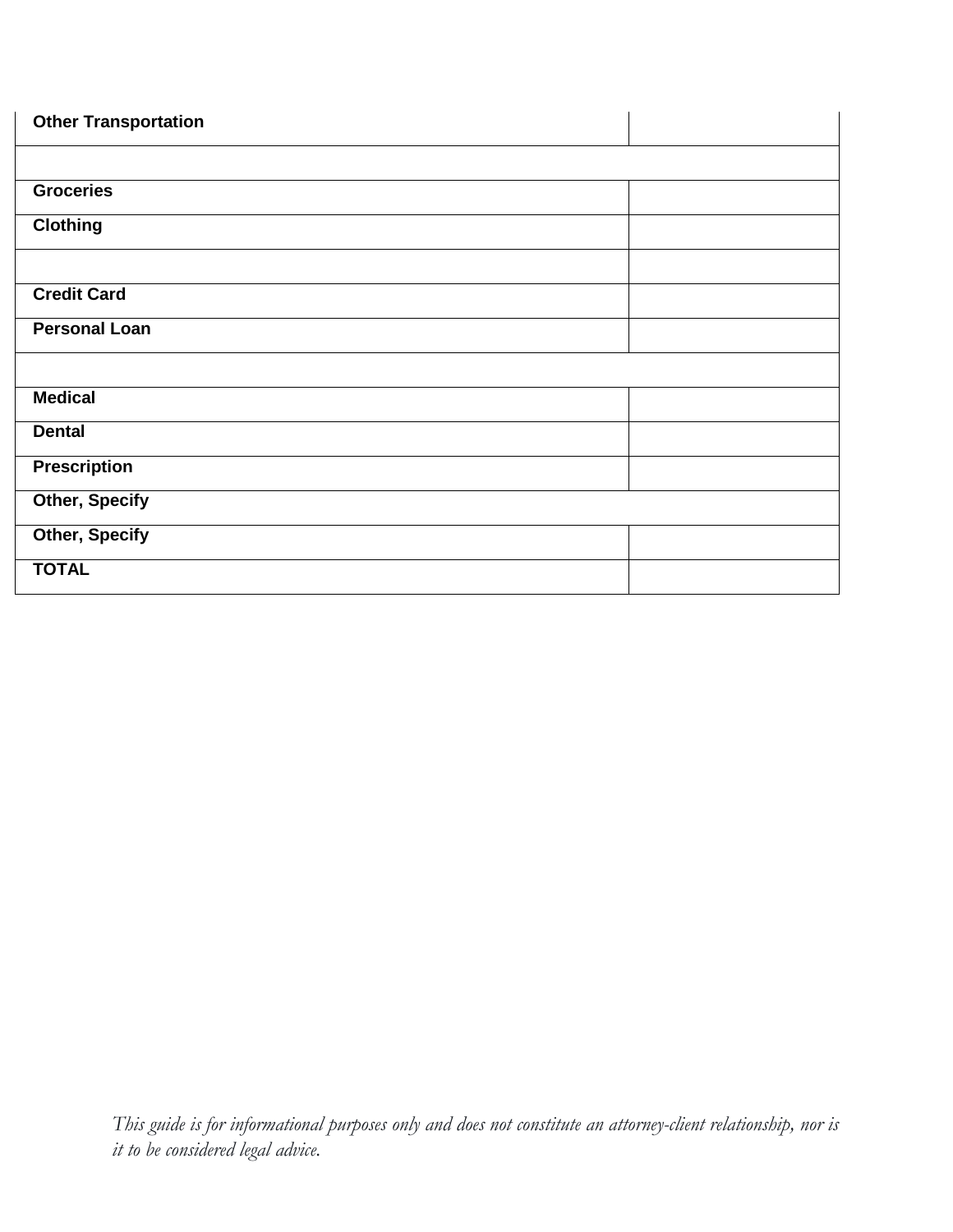| | |
|---|---|
| **Other Transportation** | |
| | |
| **Groceries** | |
| **Clothing** | |
| | |
| **Credit Card** | |
| **Personal Loan** | |
| | |
| **Medical** | |
| **Dental** | |
| **Prescription** | |
| **Other, Specify** | |
| **Other, Specify** | |
| **TOTAL** | |

*This guide is for informational purposes only and does not constitute an attorney-client relationship, nor is it to be considered legal advice.*